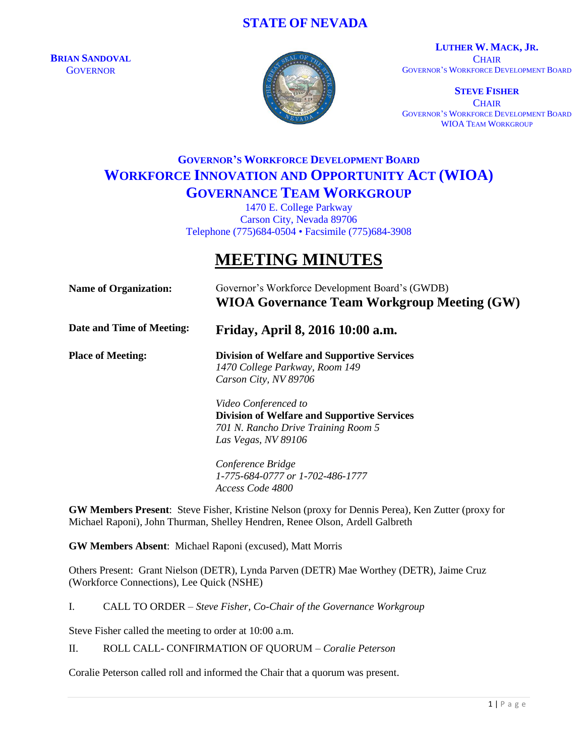# STATE OF NEVADA

**BRIAN SANDOVAL**
GOVERNOR

**LUTHER W. MACK, JR.**
CHAIR
GOVERNOR'S WORKFORCE DEVELOPMENT BOARD

**STEVE FISHER**
CHAIR
GOVERNOR'S WORKFORCE DEVELOPMENT BOARD
WIOA TEAM WORKGROUP

## GOVERNOR'S WORKFORCE DEVELOPMENT BOARD
## WORKFORCE INNOVATION AND OPPORTUNITY ACT (WIOA)
## GOVERNANCE TEAM WORKGROUP

1470 E. College Parkway
Carson City, Nevada 89706
Telephone (775)684-0504 • Facsimile (775)684-3908

# MEETING MINUTES

**Name of Organization:** Governor's Workforce Development Board's (GWDB)
**WIOA Governance Team Workgroup Meeting (GW)**

**Date and Time of Meeting:** **Friday, April 8, 2016 10:00 a.m.**

**Place of Meeting:** **Division of Welfare and Supportive Services**
*1470 College Parkway, Room 149*
*Carson City, NV 89706*

*Video Conferenced to*
**Division of Welfare and Supportive Services**
*701 N. Rancho Drive Training Room 5*
*Las Vegas, NV 89106*

*Conference Bridge*
*1-775-684-0777 or 1-702-486-1777*
*Access Code 4800*

**GW Members Present**: Steve Fisher, Kristine Nelson (proxy for Dennis Perea), Ken Zutter (proxy for Michael Raponi), John Thurman, Shelley Hendren, Renee Olson, Ardell Galbreth

**GW Members Absent**: Michael Raponi (excused), Matt Morris

Others Present: Grant Nielson (DETR), Lynda Parven (DETR) Mae Worthey (DETR), Jaime Cruz (Workforce Connections), Lee Quick (NSHE)

I. CALL TO ORDER – *Steve Fisher, Co-Chair of the Governance Workgroup*

Steve Fisher called the meeting to order at 10:00 a.m.

II. ROLL CALL- CONFIRMATION OF QUORUM – *Coralie Peterson*

Coralie Peterson called roll and informed the Chair that a quorum was present.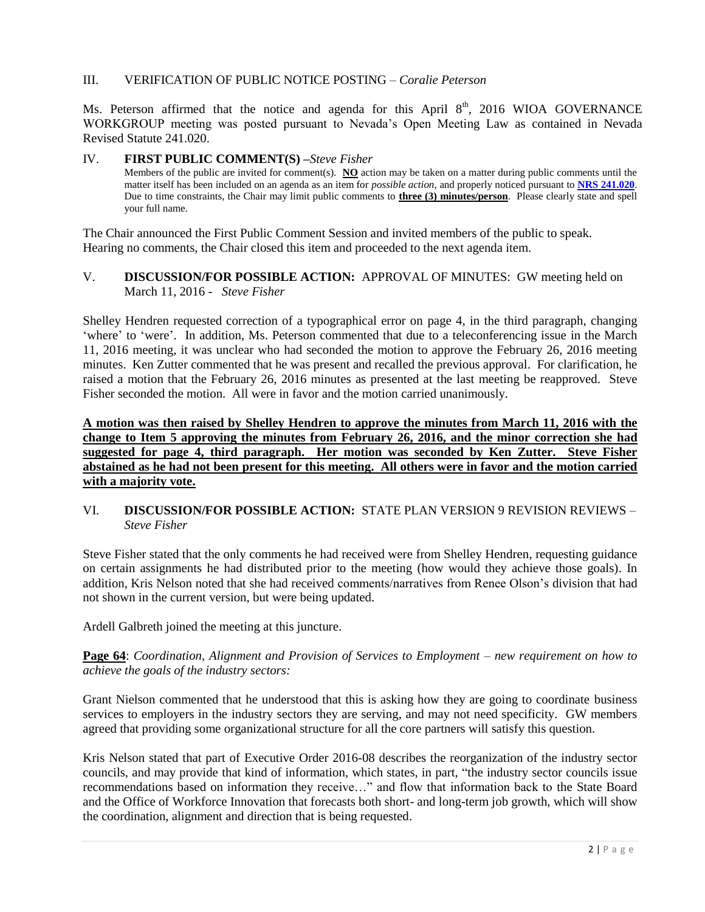## III. VERIFICATION OF PUBLIC NOTICE POSTING – *Coralie Peterson*

Ms. Peterson affirmed that the notice and agenda for this April 8th, 2016 WIOA GOVERNANCE WORKGROUP meeting was posted pursuant to Nevada's Open Meeting Law as contained in Nevada Revised Statute 241.020.

## IV. **FIRST PUBLIC COMMENT(S)** –*Steve Fisher*

Members of the public are invited for comment(s). **NO** action may be taken on a matter during public comments until the matter itself has been included on an agenda as an item for *possible action*, and properly noticed pursuant to **NRS 241.020**. Due to time constraints, the Chair may limit public comments to **three (3) minutes/person**. Please clearly state and spell your full name.

The Chair announced the First Public Comment Session and invited members of the public to speak. Hearing no comments, the Chair closed this item and proceeded to the next agenda item.

## V. **DISCUSSION/FOR POSSIBLE ACTION:** APPROVAL OF MINUTES: GW meeting held on March 11, 2016 - *Steve Fisher*

Shelley Hendren requested correction of a typographical error on page 4, in the third paragraph, changing 'where' to 'were'. In addition, Ms. Peterson commented that due to a teleconferencing issue in the March 11, 2016 meeting, it was unclear who had seconded the motion to approve the February 26, 2016 meeting minutes. Ken Zutter commented that he was present and recalled the previous approval. For clarification, he raised a motion that the February 26, 2016 minutes as presented at the last meeting be reapproved. Steve Fisher seconded the motion. All were in favor and the motion carried unanimously.

**A motion was then raised by Shelley Hendren to approve the minutes from March 11, 2016 with the change to Item 5 approving the minutes from February 26, 2016, and the minor correction she had suggested for page 4, third paragraph. Her motion was seconded by Ken Zutter. Steve Fisher abstained as he had not been present for this meeting. All others were in favor and the motion carried with a majority vote.**

## VI. **DISCUSSION/FOR POSSIBLE ACTION:** STATE PLAN VERSION 9 REVISION REVIEWS – *Steve Fisher*

Steve Fisher stated that the only comments he had received were from Shelley Hendren, requesting guidance on certain assignments he had distributed prior to the meeting (how would they achieve those goals). In addition, Kris Nelson noted that she had received comments/narratives from Renee Olson's division that had not shown in the current version, but were being updated.

Ardell Galbreth joined the meeting at this juncture.

**Page 64**: *Coordination, Alignment and Provision of Services to Employment – new requirement on how to achieve the goals of the industry sectors:*

Grant Nielson commented that he understood that this is asking how they are going to coordinate business services to employers in the industry sectors they are serving, and may not need specificity. GW members agreed that providing some organizational structure for all the core partners will satisfy this question.

Kris Nelson stated that part of Executive Order 2016-08 describes the reorganization of the industry sector councils, and may provide that kind of information, which states, in part, "the industry sector councils issue recommendations based on information they receive…" and flow that information back to the State Board and the Office of Workforce Innovation that forecasts both short- and long-term job growth, which will show the coordination, alignment and direction that is being requested.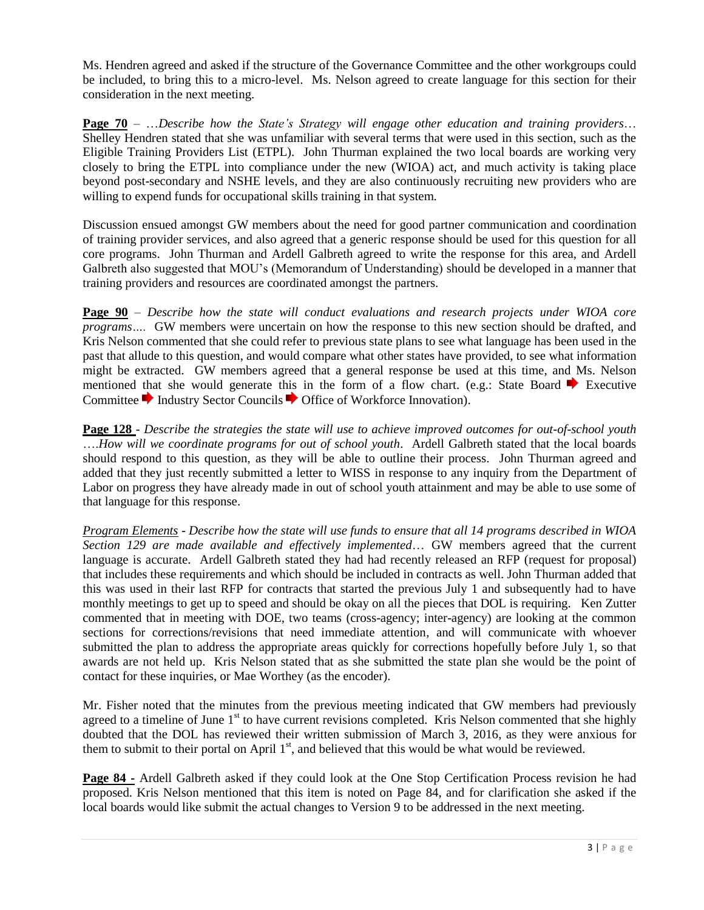Ms. Hendren agreed and asked if the structure of the Governance Committee and the other workgroups could be included, to bring this to a micro-level. Ms. Nelson agreed to create language for this section for their consideration in the next meeting.

**Page 70** – *…Describe how the State's Strategy will engage other education and training providers…* Shelley Hendren stated that she was unfamiliar with several terms that were used in this section, such as the Eligible Training Providers List (ETPL). John Thurman explained the two local boards are working very closely to bring the ETPL into compliance under the new (WIOA) act, and much activity is taking place beyond post-secondary and NSHE levels, and they are also continuously recruiting new providers who are willing to expend funds for occupational skills training in that system.

Discussion ensued amongst GW members about the need for good partner communication and coordination of training provider services, and also agreed that a generic response should be used for this question for all core programs. John Thurman and Ardell Galbreth agreed to write the response for this area, and Ardell Galbreth also suggested that MOU's (Memorandum of Understanding) should be developed in a manner that training providers and resources are coordinated amongst the partners.

**Page 90** – *Describe how the state will conduct evaluations and research projects under WIOA core programs….* GW members were uncertain on how the response to this new section should be drafted, and Kris Nelson commented that she could refer to previous state plans to see what language has been used in the past that allude to this question, and would compare what other states have provided, to see what information might be extracted. GW members agreed that a general response be used at this time, and Ms. Nelson mentioned that she would generate this in the form of a flow chart. (e.g.: State Board ➡ Executive Committee ➡ Industry Sector Councils ➡ Office of Workforce Innovation).

**Page 128** - *Describe the strategies the state will use to achieve improved outcomes for out-of-school youth ….How will we coordinate programs for out of school youth*. Ardell Galbreth stated that the local boards should respond to this question, as they will be able to outline their process. John Thurman agreed and added that they just recently submitted a letter to WISS in response to any inquiry from the Department of Labor on progress they have already made in out of school youth attainment and may be able to use some of that language for this response.

*Program Elements - Describe how the state will use funds to ensure that all 14 programs described in WIOA Section 129 are made available and effectively implemented…* GW members agreed that the current language is accurate. Ardell Galbreth stated they had had recently released an RFP (request for proposal) that includes these requirements and which should be included in contracts as well. John Thurman added that this was used in their last RFP for contracts that started the previous July 1 and subsequently had to have monthly meetings to get up to speed and should be okay on all the pieces that DOL is requiring. Ken Zutter commented that in meeting with DOE, two teams (cross-agency; inter-agency) are looking at the common sections for corrections/revisions that need immediate attention, and will communicate with whoever submitted the plan to address the appropriate areas quickly for corrections hopefully before July 1, so that awards are not held up. Kris Nelson stated that as she submitted the state plan she would be the point of contact for these inquiries, or Mae Worthey (as the encoder).

Mr. Fisher noted that the minutes from the previous meeting indicated that GW members had previously agreed to a timeline of June 1st to have current revisions completed. Kris Nelson commented that she highly doubted that the DOL has reviewed their written submission of March 3, 2016, as they were anxious for them to submit to their portal on April 1st, and believed that this would be what would be reviewed.

**Page 84 -** Ardell Galbreth asked if they could look at the One Stop Certification Process revision he had proposed. Kris Nelson mentioned that this item is noted on Page 84, and for clarification she asked if the local boards would like submit the actual changes to Version 9 to be addressed in the next meeting.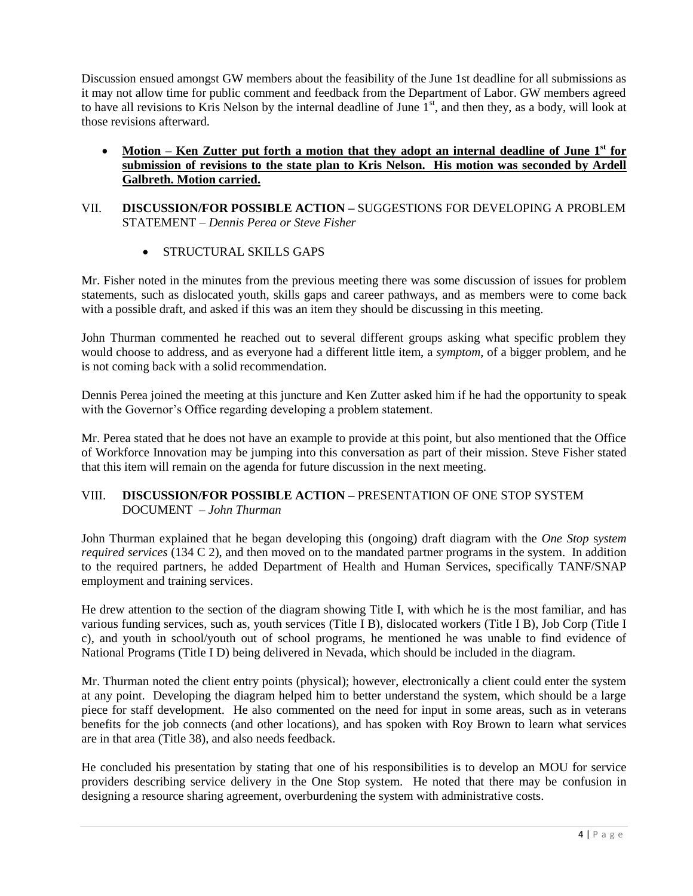Discussion ensued amongst GW members about the feasibility of the June 1st deadline for all submissions as it may not allow time for public comment and feedback from the Department of Labor. GW members agreed to have all revisions to Kris Nelson by the internal deadline of June 1st, and then they, as a body, will look at those revisions afterward.

- **Motion – Ken Zutter put forth a motion that they adopt an internal deadline of June 1st for submission of revisions to the state plan to Kris Nelson. His motion was seconded by Ardell Galbreth. Motion carried.**

VII. **DISCUSSION/FOR POSSIBLE ACTION –** SUGGESTIONS FOR DEVELOPING A PROBLEM STATEMENT – *Dennis Perea or Steve Fisher*

- STRUCTURAL SKILLS GAPS

Mr. Fisher noted in the minutes from the previous meeting there was some discussion of issues for problem statements, such as dislocated youth, skills gaps and career pathways, and as members were to come back with a possible draft, and asked if this was an item they should be discussing in this meeting.

John Thurman commented he reached out to several different groups asking what specific problem they would choose to address, and as everyone had a different little item, a *symptom*, of a bigger problem, and he is not coming back with a solid recommendation.

Dennis Perea joined the meeting at this juncture and Ken Zutter asked him if he had the opportunity to speak with the Governor's Office regarding developing a problem statement.

Mr. Perea stated that he does not have an example to provide at this point, but also mentioned that the Office of Workforce Innovation may be jumping into this conversation as part of their mission. Steve Fisher stated that this item will remain on the agenda for future discussion in the next meeting.

VIII. **DISCUSSION/FOR POSSIBLE ACTION –** PRESENTATION OF ONE STOP SYSTEM DOCUMENT – *John Thurman*

John Thurman explained that he began developing this (ongoing) draft diagram with the *One Stop system required services* (134 C 2), and then moved on to the mandated partner programs in the system. In addition to the required partners, he added Department of Health and Human Services, specifically TANF/SNAP employment and training services.

He drew attention to the section of the diagram showing Title I, with which he is the most familiar, and has various funding services, such as, youth services (Title I B), dislocated workers (Title I B), Job Corp (Title I c), and youth in school/youth out of school programs, he mentioned he was unable to find evidence of National Programs (Title I D) being delivered in Nevada, which should be included in the diagram.

Mr. Thurman noted the client entry points (physical); however, electronically a client could enter the system at any point. Developing the diagram helped him to better understand the system, which should be a large piece for staff development. He also commented on the need for input in some areas, such as in veterans benefits for the job connects (and other locations), and has spoken with Roy Brown to learn what services are in that area (Title 38), and also needs feedback.

He concluded his presentation by stating that one of his responsibilities is to develop an MOU for service providers describing service delivery in the One Stop system. He noted that there may be confusion in designing a resource sharing agreement, overburdening the system with administrative costs.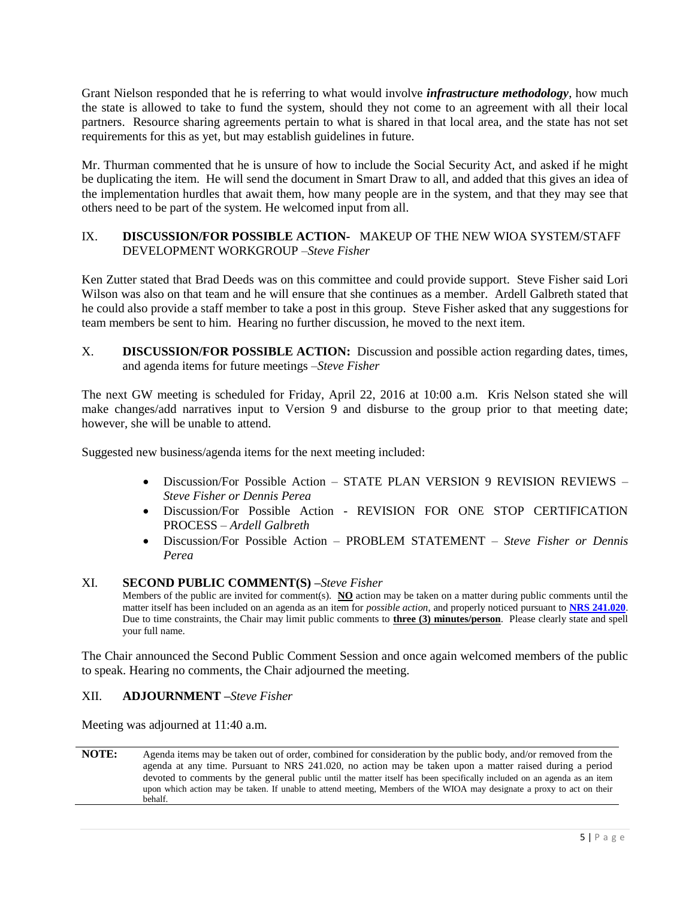Grant Nielson responded that he is referring to what would involve ***infrastructure methodology***, how much the state is allowed to take to fund the system, should they not come to an agreement with all their local partners. Resource sharing agreements pertain to what is shared in that local area, and the state has not set requirements for this as yet, but may establish guidelines in future.

Mr. Thurman commented that he is unsure of how to include the Social Security Act, and asked if he might be duplicating the item. He will send the document in Smart Draw to all, and added that this gives an idea of the implementation hurdles that await them, how many people are in the system, and that they may see that others need to be part of the system. He welcomed input from all.

IX. **DISCUSSION/FOR POSSIBLE ACTION-** MAKEUP OF THE NEW WIOA SYSTEM/STAFF DEVELOPMENT WORKGROUP –*Steve Fisher*

Ken Zutter stated that Brad Deeds was on this committee and could provide support. Steve Fisher said Lori Wilson was also on that team and he will ensure that she continues as a member. Ardell Galbreth stated that he could also provide a staff member to take a post in this group. Steve Fisher asked that any suggestions for team members be sent to him. Hearing no further discussion, he moved to the next item.

X. **DISCUSSION/FOR POSSIBLE ACTION:** Discussion and possible action regarding dates, times, and agenda items for future meetings –*Steve Fisher*

The next GW meeting is scheduled for Friday, April 22, 2016 at 10:00 a.m. Kris Nelson stated she will make changes/add narratives input to Version 9 and disburse to the group prior to that meeting date; however, she will be unable to attend.

Suggested new business/agenda items for the next meeting included:

- Discussion/For Possible Action – STATE PLAN VERSION 9 REVISION REVIEWS – *Steve Fisher or Dennis Perea*
- Discussion/For Possible Action - REVISION FOR ONE STOP CERTIFICATION PROCESS – *Ardell Galbreth*
- Discussion/For Possible Action – PROBLEM STATEMENT – *Steve Fisher or Dennis Perea*

XI. **SECOND PUBLIC COMMENT(S) –***Steve Fisher*

Members of the public are invited for comment(s). **NO** action may be taken on a matter during public comments until the matter itself has been included on an agenda as an item for *possible action*, and properly noticed pursuant to **NRS 241.020**. Due to time constraints, the Chair may limit public comments to **three (3) minutes/person**. Please clearly state and spell your full name.

The Chair announced the Second Public Comment Session and once again welcomed members of the public to speak. Hearing no comments, the Chair adjourned the meeting.

XII. **ADJOURNMENT –***Steve Fisher*

Meeting was adjourned at 11:40 a.m.

**NOTE:** Agenda items may be taken out of order, combined for consideration by the public body, and/or removed from the agenda at any time. Pursuant to NRS 241.020, no action may be taken upon a matter raised during a period devoted to comments by the general public until the matter itself has been specifically included on an agenda as an item upon which action may be taken. If unable to attend meeting, Members of the WIOA may designate a proxy to act on their behalf.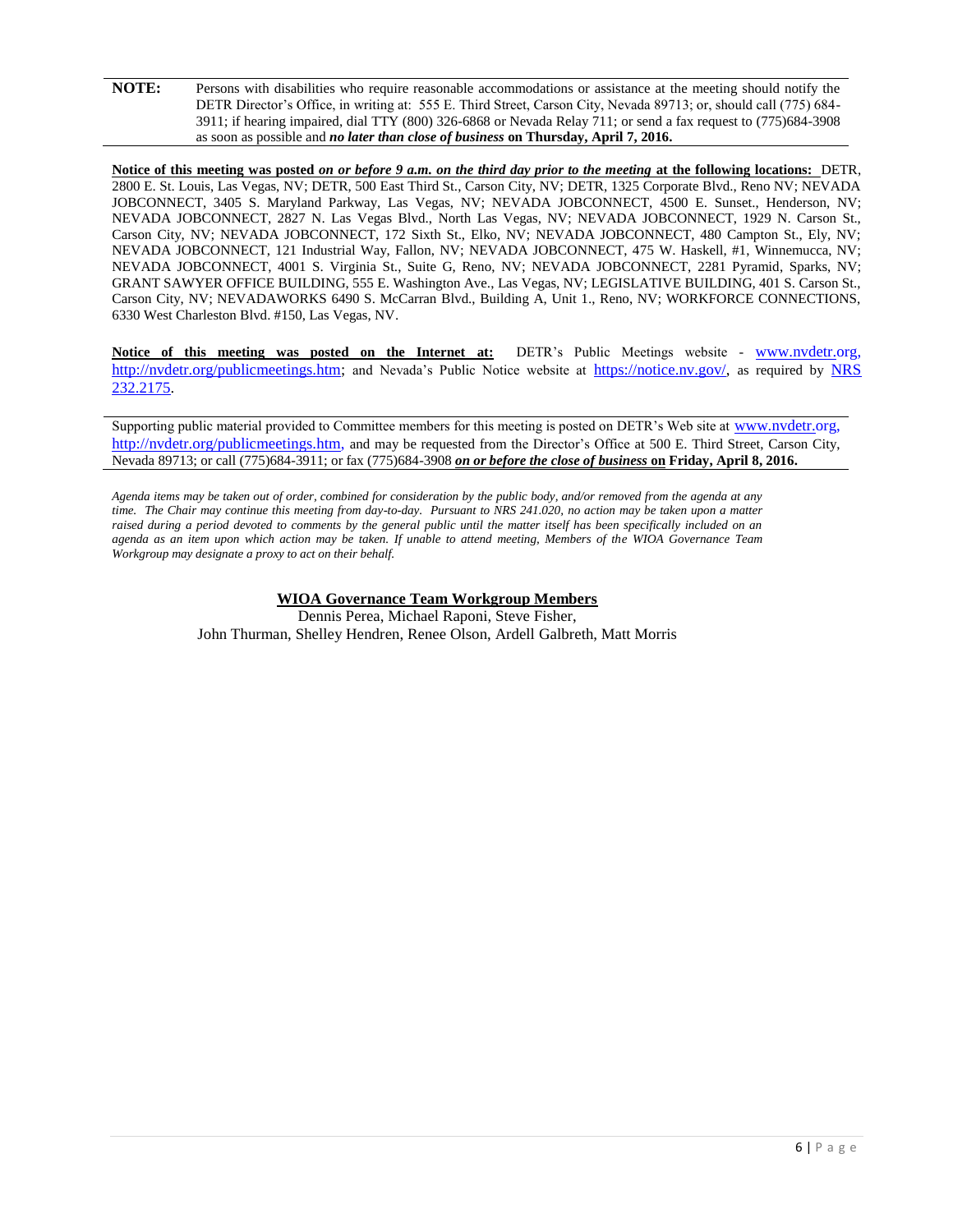**NOTE:** Persons with disabilities who require reasonable accommodations or assistance at the meeting should notify the DETR Director's Office, in writing at: 555 E. Third Street, Carson City, Nevada 89713; or, should call (775) 684-3911; if hearing impaired, dial TTY (800) 326-6868 or Nevada Relay 711; or send a fax request to (775)684-3908 as soon as possible and ***no later than close of business*** **on Thursday, April 7, 2016.**

**Notice of this meeting was posted *on or before 9 a.m. on the third day prior to the meeting* at the following locations:** DETR, 2800 E. St. Louis, Las Vegas, NV; DETR, 500 East Third St., Carson City, NV; DETR, 1325 Corporate Blvd., Reno NV; NEVADA JOBCONNECT, 3405 S. Maryland Parkway, Las Vegas, NV; NEVADA JOBCONNECT, 4500 E. Sunset., Henderson, NV; NEVADA JOBCONNECT, 2827 N. Las Vegas Blvd., North Las Vegas, NV; NEVADA JOBCONNECT, 1929 N. Carson St., Carson City, NV; NEVADA JOBCONNECT, 172 Sixth St., Elko, NV; NEVADA JOBCONNECT, 480 Campton St., Ely, NV; NEVADA JOBCONNECT, 121 Industrial Way, Fallon, NV; NEVADA JOBCONNECT, 475 W. Haskell, #1, Winnemucca, NV; NEVADA JOBCONNECT, 4001 S. Virginia St., Suite G, Reno, NV; NEVADA JOBCONNECT, 2281 Pyramid, Sparks, NV; GRANT SAWYER OFFICE BUILDING, 555 E. Washington Ave., Las Vegas, NV; LEGISLATIVE BUILDING, 401 S. Carson St., Carson City, NV; NEVADAWORKS 6490 S. McCarran Blvd., Building A, Unit 1., Reno, NV; WORKFORCE CONNECTIONS, 6330 West Charleston Blvd. #150, Las Vegas, NV.

**Notice of this meeting was posted on the Internet at:** DETR's Public Meetings website - www.nvdetr.org, http://nvdetr.org/publicmeetings.htm; and Nevada's Public Notice website at https://notice.nv.gov/, as required by NRS 232.2175.

Supporting public material provided to Committee members for this meeting is posted on DETR's Web site at www.nvdetr.org, http://nvdetr.org/publicmeetings.htm, and may be requested from the Director's Office at 500 E. Third Street, Carson City, Nevada 89713; or call (775)684-3911; or fax (775)684-3908 ***on or before the close of business*** **on Friday, April 8, 2016.**

*Agenda items may be taken out of order, combined for consideration by the public body, and/or removed from the agenda at any time. The Chair may continue this meeting from day-to-day. Pursuant to NRS 241.020, no action may be taken upon a matter raised during a period devoted to comments by the general public until the matter itself has been specifically included on an agenda as an item upon which action may be taken. If unable to attend meeting, Members of the WIOA Governance Team Workgroup may designate a proxy to act on their behalf.*

**WIOA Governance Team Workgroup Members**

Dennis Perea, Michael Raponi, Steve Fisher,
John Thurman, Shelley Hendren, Renee Olson, Ardell Galbreth, Matt Morris